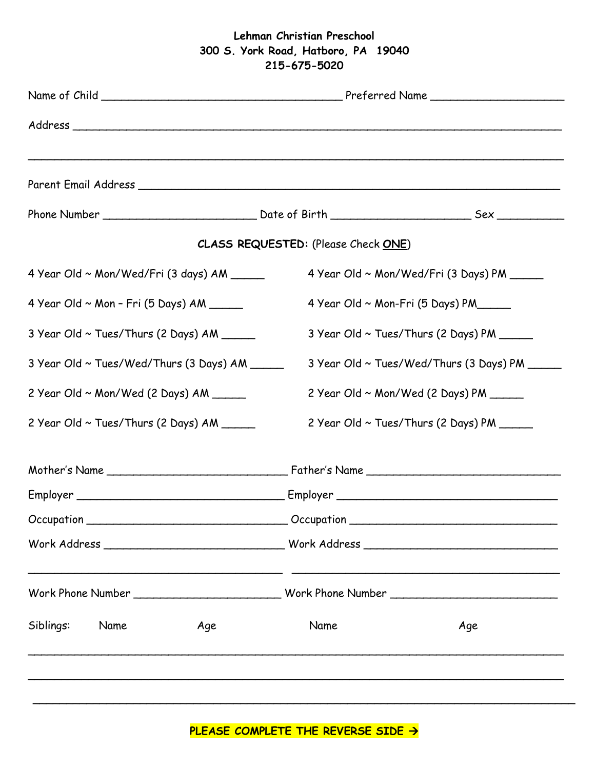**Lehman Christian Preschool**
**300 S. York Road, Hatboro, PA 19040**
**215-675-5020**

Name of Child ______________________________________ Preferred Name ____________________

Address ___________________________________________________________________________

__________________________________________________________________________________

Parent Email Address ______________________________________________________________

Phone Number _______________________ Date of Birth _____________________ Sex __________

**CLASS REQUESTED:** (Please Check **ONE**)

4 Year Old ~ Mon/Wed/Fri (3 days) AM _____

4 Year Old ~ Mon/Wed/Fri (3 Days) PM _____

4 Year Old ~ Mon – Fri (5 Days) AM _____

4 Year Old ~ Mon-Fri (5 Days) PM_____

3 Year Old ~ Tues/Thurs (2 Days) AM _____

3 Year Old ~ Tues/Thurs (2 Days) PM _____

3 Year Old ~ Tues/Wed/Thurs (3 Days) AM _____

3 Year Old ~ Tues/Wed/Thurs (3 Days) PM _____

2 Year Old ~ Mon/Wed (2 Days) AM _____

2 Year Old ~ Mon/Wed (2 Days) PM _____

2 Year Old ~ Tues/Thurs (2 Days) AM _____

2 Year Old ~ Tues/Thurs (2 Days) PM _____

Mother's Name ___________________________ Father's Name _____________________________

Employer _______________________________ Employer _________________________________

Occupation ______________________________ Occupation _______________________________

Work Address ____________________________ Work Address _____________________________

_______________________________________ _______________________________________

Work Phone Number ______________________ Work Phone Number _________________________

Siblings: Name Age Name Age

__________________________________________________________________________________

__________________________________________________________________________________

__________________________________________________________________________________

**PLEASE COMPLETE THE REVERSE SIDE →**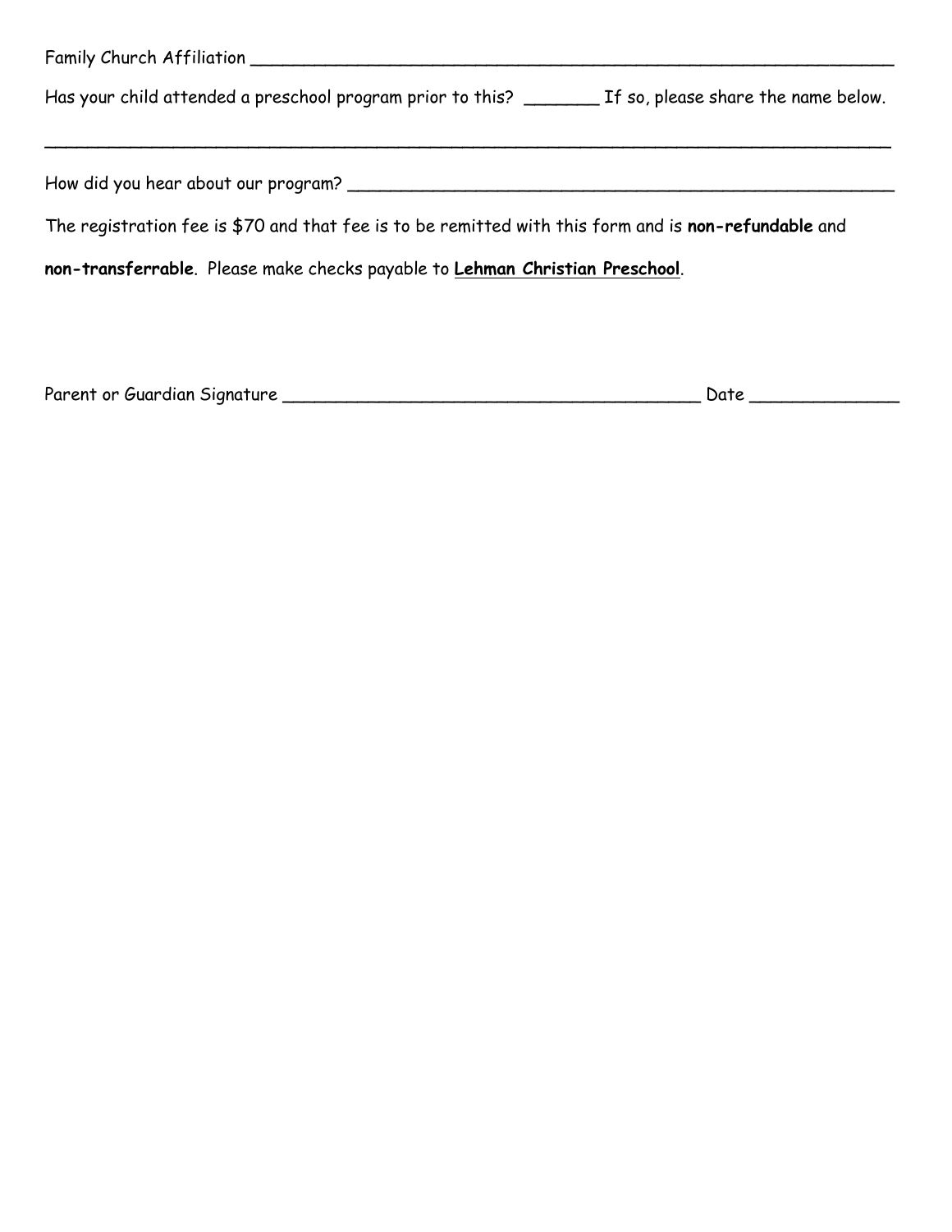Family Church Affiliation ______________________________________________________________

Has your child attended a preschool program prior to this? _______ If so, please share the name below.

_________________________________________________________________________________

How did you hear about our program? _____________________________________________________

The registration fee is $70 and that fee is to be remitted with this form and is **non-refundable** and **non-transferrable**. Please make checks payable to **Lehman Christian Preschool**.

Parent or Guardian Signature ________________________________________ Date ______________